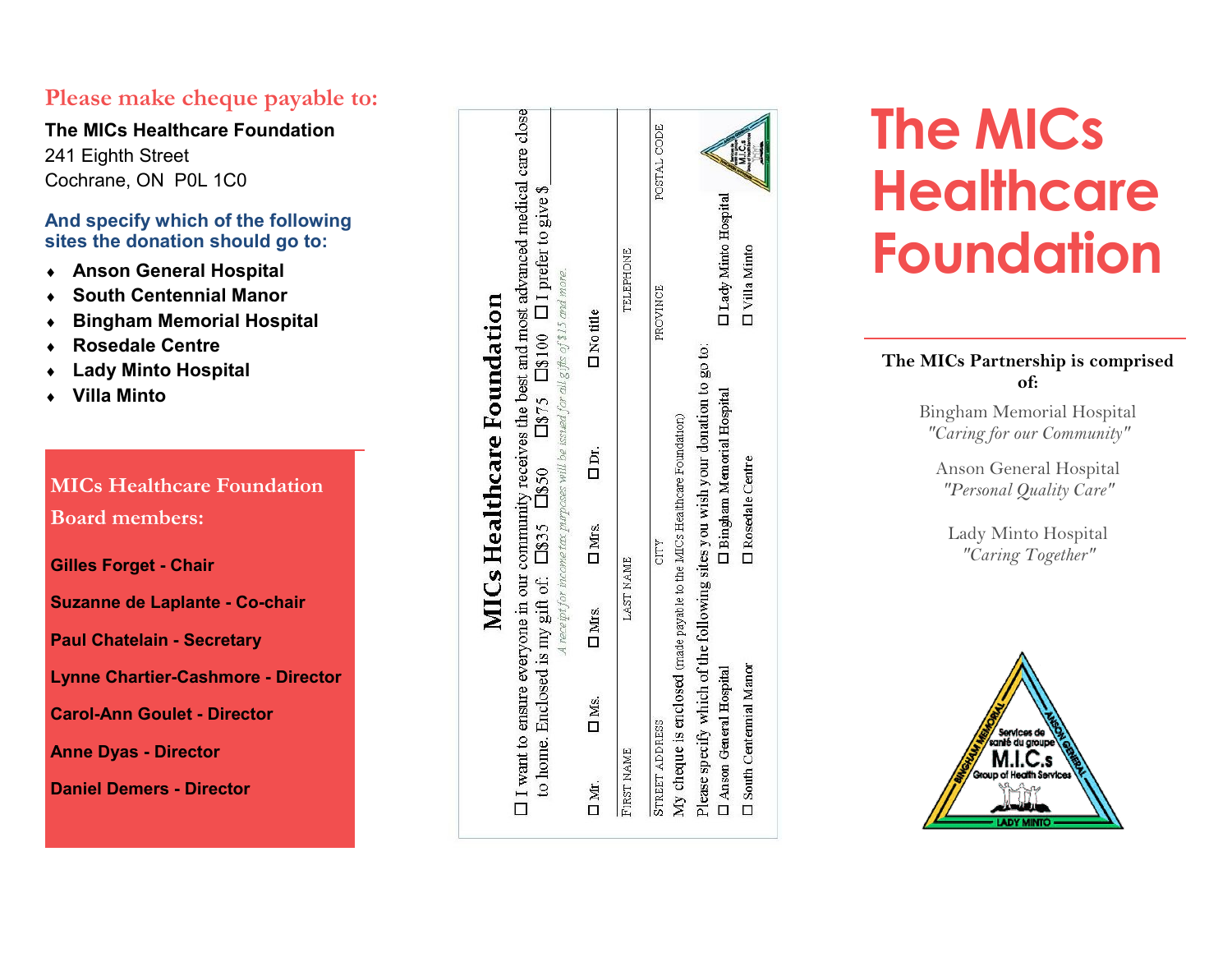## Please make cheque payable to:

**The MICs Healthcare Foundation**
241 Eighth Street
Cochrane, ON  P0L 1C0

### And specify which of the following sites the donation should go to:

- **Anson General Hospital**
- **South Centennial Manor**
- **Bingham Memorial Hospital**
- **Rosedale Centre**
- **Lady Minto Hospital**
- **Villa Minto**

### MICs Healthcare Foundation Board members:

**Gilles Forget - Chair**

**Suzanne de Laplante - Co-chair**

**Paul Chatelain - Secretary**

**Lynne Chartier-Cashmore - Director**

**Carol-Ann Goulet - Director**

**Anne Dyas - Director**

**Daniel Demers - Director**

## MICs Healthcare Foundation

☐ I want to ensure everyone in our community receives the best and most advanced medical care close to home. Enclosed is my gift of: ☐$35 ☐$50 ☐$75 ☐$100 ☐ I prefer to give $\_\_\_\_\_\_

*A receipt for income tax purposes will be issued for all gifts of $15 and more.*

☐ Mr. ☐ Ms. ☐ Mrs. ☐ Mrs. ☐ Dr. ☐ No title

FIRST NAME \_\_\_\_\_\_ LAST NAME \_\_\_\_\_\_ TELEPHONE \_\_\_\_\_\_

STREET ADDRESS \_\_\_\_\_\_ CITY \_\_\_\_\_\_ PROVINCE \_\_\_\_\_\_ POSTAL CODE \_\_\_\_\_\_

My cheque is enclosed (made payable to the MICs Healthcare Foundation)

Please specify which of the following sites you wish your donation to go to:

☐ Anson General Hospital ☐ Bingham Memorial Hospital ☐ Lady Minto Hospital

☐ South Centennial Manor ☐ Rosedale Centre ☐ Villa Minto

# The MICs Healthcare Foundation

**The MICs Partnership is comprised of:**

Bingham Memorial Hospital
*"Caring for our Community"*

Anson General Hospital
*"Personal Quality Care"*

Lady Minto Hospital
*"Caring Together"*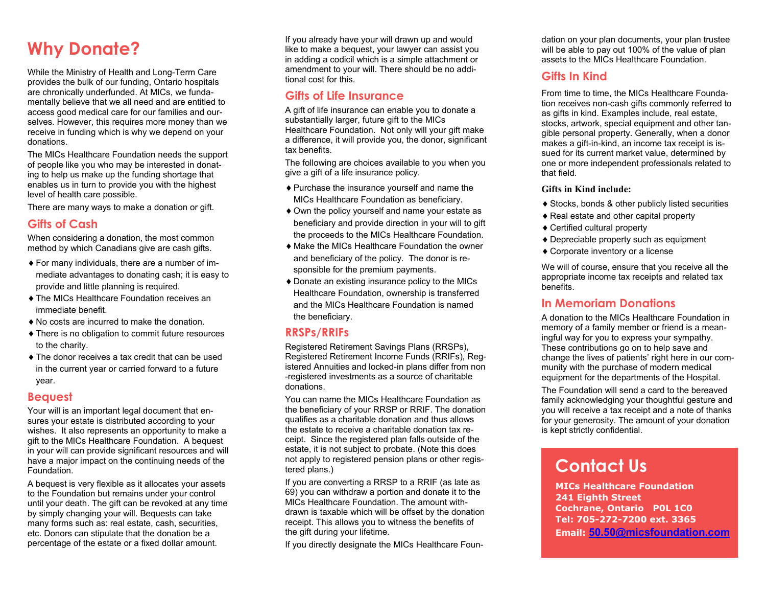# Why Donate?

While the Ministry of Health and Long-Term Care provides the bulk of our funding, Ontario hospitals are chronically underfunded. At MICs, we fundamentally believe that we all need and are entitled to access good medical care for our families and ourselves. However, this requires more money than we receive in funding which is why we depend on your donations.

The MICs Healthcare Foundation needs the support of people like you who may be interested in donating to help us make up the funding shortage that enables us in turn to provide you with the highest level of health care possible.

There are many ways to make a donation or gift.

## Gifts of Cash

When considering a donation, the most common method by which Canadians give are cash gifts.

- For many individuals, there are a number of immediate advantages to donating cash; it is easy to provide and little planning is required.
- The MICs Healthcare Foundation receives an immediate benefit.
- No costs are incurred to make the donation.
- There is no obligation to commit future resources to the charity.
- The donor receives a tax credit that can be used in the current year or carried forward to a future year.

## Bequest

Your will is an important legal document that ensures your estate is distributed according to your wishes. It also represents an opportunity to make a gift to the MICs Healthcare Foundation. A bequest in your will can provide significant resources and will have a major impact on the continuing needs of the Foundation.

A bequest is very flexible as it allocates your assets to the Foundation but remains under your control until your death. The gift can be revoked at any time by simply changing your will. Bequests can take many forms such as: real estate, cash, securities, etc. Donors can stipulate that the donation be a percentage of the estate or a fixed dollar amount.

If you already have your will drawn up and would like to make a bequest, your lawyer can assist you in adding a codicil which is a simple attachment or amendment to your will. There should be no additional cost for this.

## Gifts of Life Insurance

A gift of life insurance can enable you to donate a substantially larger, future gift to the MICs Healthcare Foundation. Not only will your gift make a difference, it will provide you, the donor, significant tax benefits.

The following are choices available to you when you give a gift of a life insurance policy.

- Purchase the insurance yourself and name the MICs Healthcare Foundation as beneficiary.
- Own the policy yourself and name your estate as beneficiary and provide direction in your will to gift the proceeds to the MICs Healthcare Foundation.
- Make the MICs Healthcare Foundation the owner and beneficiary of the policy. The donor is responsible for the premium payments.
- Donate an existing insurance policy to the MICs Healthcare Foundation, ownership is transferred and the MICs Healthcare Foundation is named the beneficiary.

## RRSPs/RRIFs

Registered Retirement Savings Plans (RRSPs), Registered Retirement Income Funds (RRIFs), Registered Annuities and locked-in plans differ from non-registered investments as a source of charitable donations.

You can name the MICs Healthcare Foundation as the beneficiary of your RRSP or RRIF. The donation qualifies as a charitable donation and thus allows the estate to receive a charitable donation tax receipt. Since the registered plan falls outside of the estate, it is not subject to probate. (Note this does not apply to registered pension plans or other registered plans.)

If you are converting a RRSP to a RRIF (as late as 69) you can withdraw a portion and donate it to the MICs Healthcare Foundation. The amount withdrawn is taxable which will be offset by the donation receipt. This allows you to witness the benefits of the gift during your lifetime.

If you directly designate the MICs Healthcare Foundation on your plan documents, your plan trustee will be able to pay out 100% of the value of plan assets to the MICs Healthcare Foundation.

## Gifts In Kind

From time to time, the MICs Healthcare Foundation receives non-cash gifts commonly referred to as gifts in kind. Examples include, real estate, stocks, artwork, special equipment and other tangible personal property. Generally, when a donor makes a gift-in-kind, an income tax receipt is issued for its current market value, determined by one or more independent professionals related to that field.

**Gifts in Kind include:**

- Stocks, bonds & other publicly listed securities
- Real estate and other capital property
- Certified cultural property
- Depreciable property such as equipment
- Corporate inventory or a license

We will of course, ensure that you receive all the appropriate income tax receipts and related tax benefits.

## In Memoriam Donations

A donation to the MICs Healthcare Foundation in memory of a family member or friend is a meaningful way for you to express your sympathy. These contributions go on to help save and change the lives of patients' right here in our community with the purchase of modern medical equipment for the departments of the Hospital.

The Foundation will send a card to the bereaved family acknowledging your thoughtful gesture and you will receive a tax receipt and a note of thanks for your generosity. The amount of your donation is kept strictly confidential.

# Contact Us

**MICs Healthcare Foundation**
**241 Eighth Street**
**Cochrane, Ontario P0L 1C0**
**Tel: 705-272-7200 ext. 3365**
**Email: 50.50@micsfoundation.com**